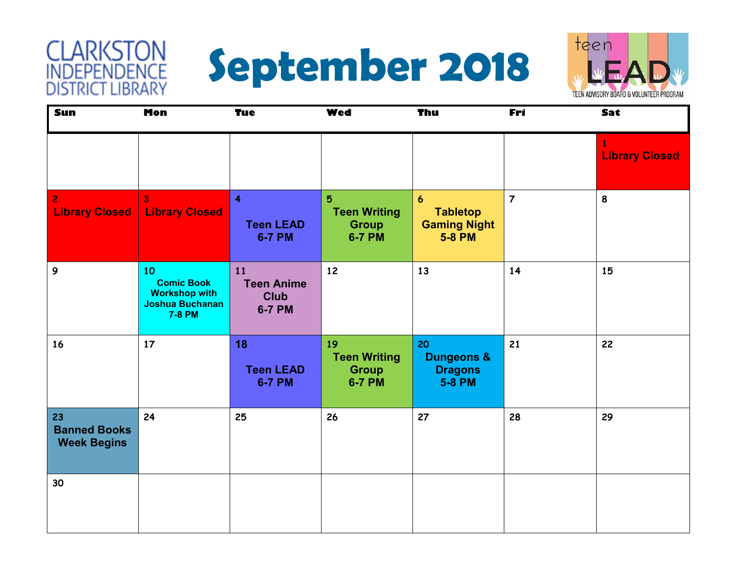CLARKSTON INDEPENDENCE DISTRICT LIBRARY

# September 2018

teen LEAD
TEEN ADVISORY BOARD & VOLUNTEER PROGRAM

| Sun | Mon | Tue | Wed | Thu | Fri | Sat |
|---|---|---|---|---|---|---|
| | | | | | | 1 Library Closed |
| 2 Library Closed | 3 Library Closed | 4 Teen LEAD 6-7 PM | 5 Teen Writing Group 6-7 PM | 6 Tabletop Gaming Night 5-8 PM | 7 | 8 |
| 9 | 10 Comic Book Workshop with Joshua Buchanan 7-8 PM | 11 Teen Anime Club 6-7 PM | 12 | 13 | 14 | 15 |
| 16 | 17 | 18 Teen LEAD 6-7 PM | 19 Teen Writing Group 6-7 PM | 20 Dungeons & Dragons 5-8 PM | 21 | 22 |
| 23 Banned Books Week Begins | 24 | 25 | 26 | 27 | 28 | 29 |
| 30 | | | | | | |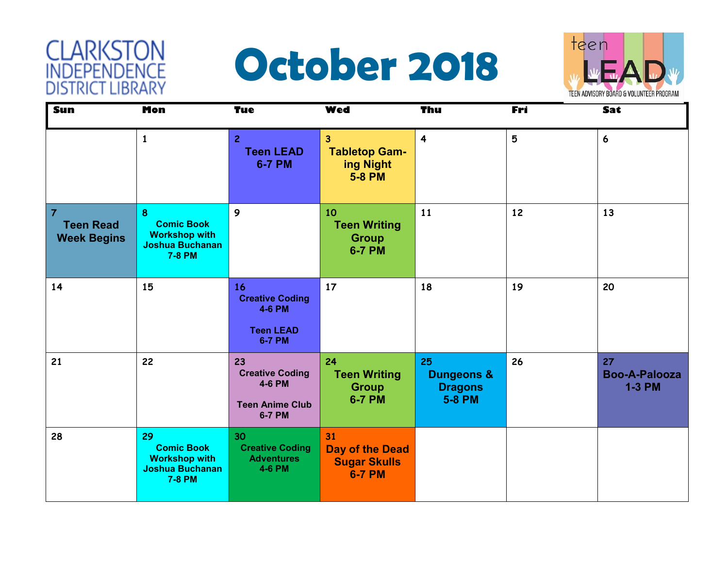CLARKSTON INDEPENDENCE DISTRICT LIBRARY

# October 2018

teen LEAD
TEEN ADVISORY BOARD & VOLUNTEER PROGRAM

| Sun | Mon | Tue | Wed | Thu | Fri | Sat |
|---|---|---|---|---|---|---|
| | 1 | 2 **Teen LEAD 6-7 PM** | 3 **Tabletop Gaming Night 5-8 PM** | 4 | 5 | 6 |
| 7 **Teen Read Week Begins** | 8 **Comic Book Workshop with Joshua Buchanan 7-8 PM** | 9 | 10 **Teen Writing Group 6-7 PM** | 11 | 12 | 13 |
| 14 | 15 | 16 **Creative Coding 4-6 PM** **Teen LEAD 6-7 PM** | 17 | 18 | 19 | 20 |
| 21 | 22 | 23 **Creative Coding 4-6 PM** **Teen Anime Club 6-7 PM** | 24 **Teen Writing Group 6-7 PM** | 25 **Dungeons & Dragons 5-8 PM** | 26 | 27 **Boo-A-Palooza 1-3 PM** |
| 28 | 29 **Comic Book Workshop with Joshua Buchanan 7-8 PM** | 30 **Creative Coding Adventures 4-6 PM** | 31 **Day of the Dead Sugar Skulls 6-7 PM** | | | |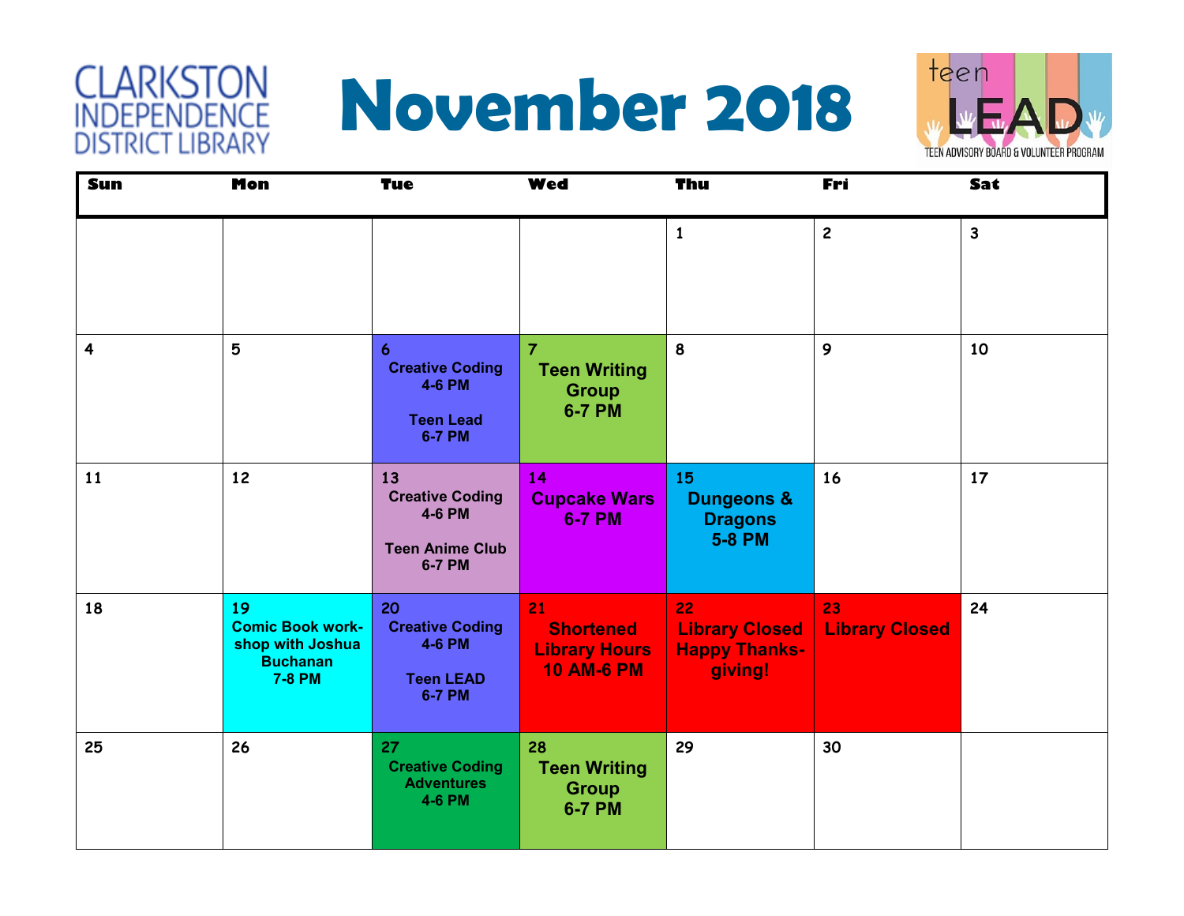CLARKSTON INDEPENDENCE DISTRICT LIBRARY

# November 2018

teen LEAD
TEEN ADVISORY BOARD & VOLUNTEER PROGRAM

| Sun | Mon | Tue | Wed | Thu | Fri | Sat |
|---|---|---|---|---|---|---|
| | | | | 1 | 2 | 3 |
| 4 | 5 | 6 **Creative Coding 4-6 PM** **Teen Lead 6-7 PM** | 7 **Teen Writing Group 6-7 PM** | 8 | 9 | 10 |
| 11 | 12 | 13 **Creative Coding 4-6 PM** **Teen Anime Club 6-7 PM** | 14 **Cupcake Wars 6-7 PM** | 15 **Dungeons & Dragons 5-8 PM** | 16 | 17 |
| 18 | 19 **Comic Book work-shop with Joshua Buchanan 7-8 PM** | 20 **Creative Coding 4-6 PM** **Teen LEAD 6-7 PM** | 21 **Shortened Library Hours 10 AM-6 PM** | 22 **Library Closed Happy Thanks-giving!** | 23 **Library Closed** | 24 |
| 25 | 26 | 27 **Creative Coding Adventures 4-6 PM** | 28 **Teen Writing Group 6-7 PM** | 29 | 30 | |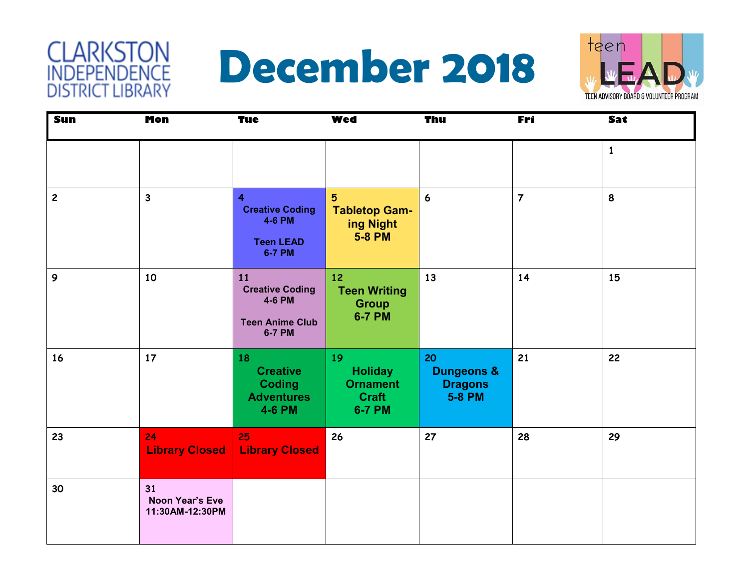CLARKSTON INDEPENDENCE DISTRICT LIBRARY

# December 2018

teen LEAD
TEEN ADVISORY BOARD & VOLUNTEER PROGRAM

| Sun | Mon | Tue | Wed | Thu | Fri | Sat |
|---|---|---|---|---|---|---|
| | | | | | | 1 |
| 2 | 3 | 4 Creative Coding 4-6 PM Teen LEAD 6-7 PM | 5 Tabletop Gaming Night 5-8 PM | 6 | 7 | 8 |
| 9 | 10 | 11 Creative Coding 4-6 PM Teen Anime Club 6-7 PM | 12 Teen Writing Group 6-7 PM | 13 | 14 | 15 |
| 16 | 17 | 18 Creative Coding Adventures 4-6 PM | 19 Holiday Ornament Craft 6-7 PM | 20 Dungeons & Dragons 5-8 PM | 21 | 22 |
| 23 | 24 Library Closed | 25 Library Closed | 26 | 27 | 28 | 29 |
| 30 | 31 Noon Year's Eve 11:30AM-12:30PM | | | | | |